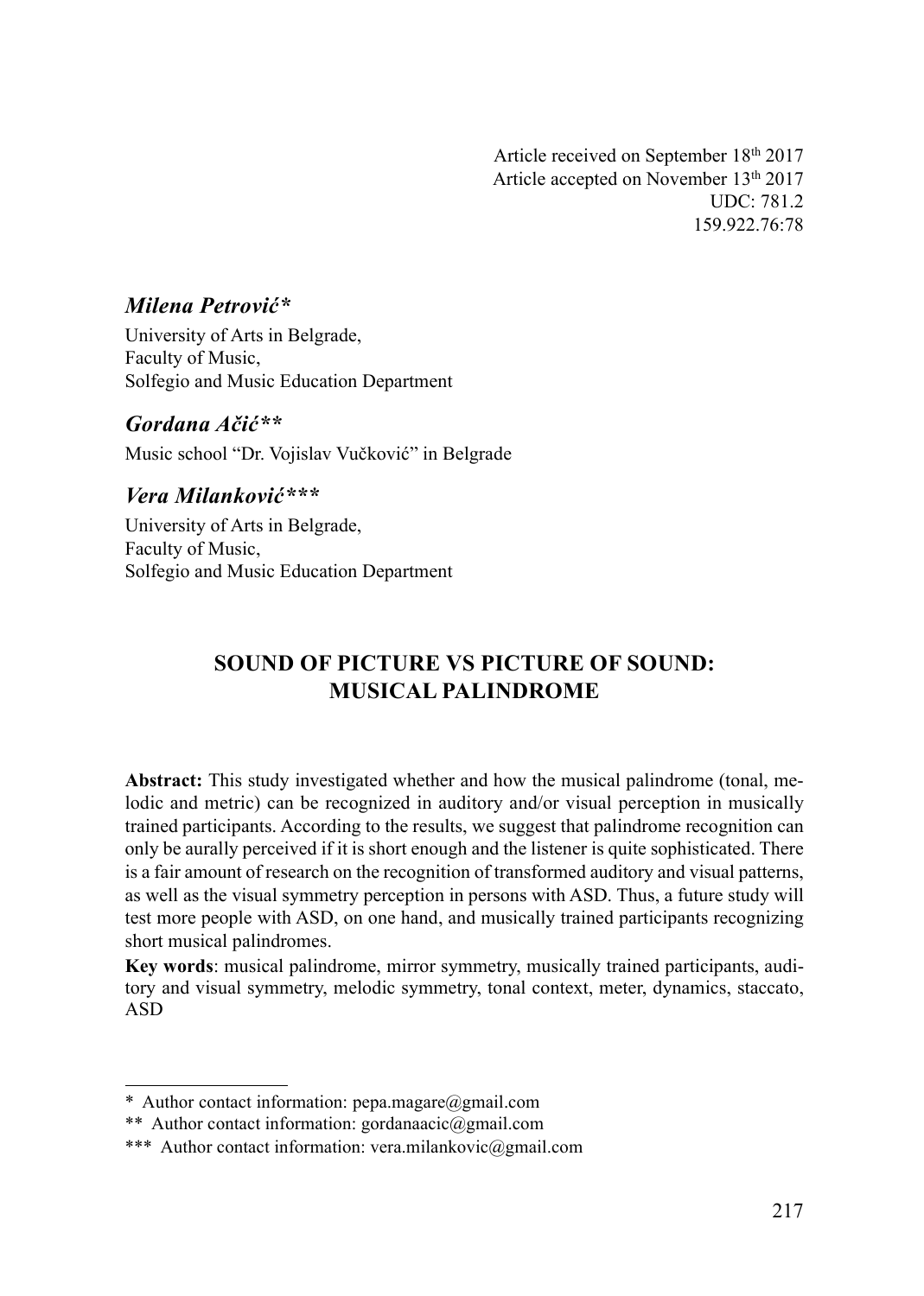Article received on September 18th 2017
Article accepted on November 13th 2017
UDC: 781.2
159.922.76:78

***Milena Petrović****

University of Arts in Belgrade,
Faculty of Music,
Solfegio and Music Education Department

***Gordana Ačić*****

Music school "Dr. Vojislav Vučković" in Belgrade

***Vera Milanković******

University of Arts in Belgrade,
Faculty of Music,
Solfegio and Music Education Department

# SOUND OF PICTURE VS PICTURE OF SOUND: MUSICAL PALINDROME

**Abstract:** This study investigated whether and how the musical palindrome (tonal, melodic and metric) can be recognized in auditory and/or visual perception in musically trained participants. According to the results, we suggest that palindrome recognition can only be aurally perceived if it is short enough and the listener is quite sophisticated. There is a fair amount of research on the recognition of transformed auditory and visual patterns, as well as the visual symmetry perception in persons with ASD. Thus, a future study will test more people with ASD, on one hand, and musically trained participants recognizing short musical palindromes.

**Key words**: musical palindrome, mirror symmetry, musically trained participants, auditory and visual symmetry, melodic symmetry, tonal context, meter, dynamics, staccato, ASD

---

\* Author contact information: pepa.magare@gmail.com

\*\* Author contact information: gordanaacic@gmail.com

\*\*\* Author contact information: vera.milankovic@gmail.com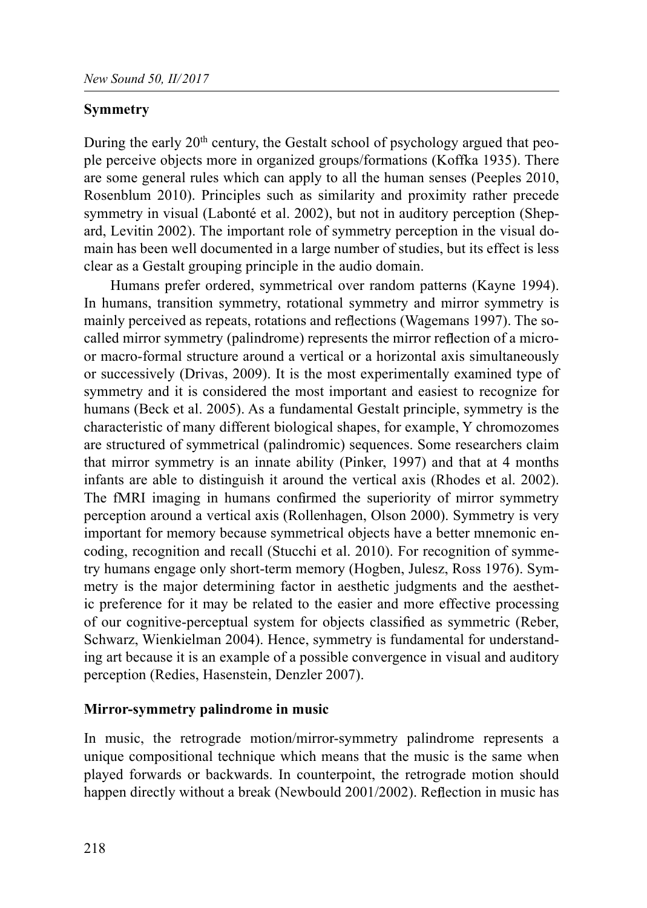## Symmetry

During the early 20th century, the Gestalt school of psychology argued that people perceive objects more in organized groups/formations (Koffka 1935). There are some general rules which can apply to all the human senses (Peeples 2010, Rosenblum 2010). Principles such as similarity and proximity rather precede symmetry in visual (Labonté et al. 2002), but not in auditory perception (Shepard, Levitin 2002). The important role of symmetry perception in the visual domain has been well documented in a large number of studies, but its effect is less clear as a Gestalt grouping principle in the audio domain.

Humans prefer ordered, symmetrical over random patterns (Kayne 1994). In humans, transition symmetry, rotational symmetry and mirror symmetry is mainly perceived as repeats, rotations and reflections (Wagemans 1997). The so-called mirror symmetry (palindrome) represents the mirror reflection of a micro- or macro-formal structure around a vertical or a horizontal axis simultaneously or successively (Drivas, 2009). It is the most experimentally examined type of symmetry and it is considered the most important and easiest to recognize for humans (Beck et al. 2005). As a fundamental Gestalt principle, symmetry is the characteristic of many different biological shapes, for example, Y chromozomes are structured of symmetrical (palindromic) sequences. Some researchers claim that mirror symmetry is an innate ability (Pinker, 1997) and that at 4 months infants are able to distinguish it around the vertical axis (Rhodes et al. 2002). The fMRI imaging in humans confirmed the superiority of mirror symmetry perception around a vertical axis (Rollenhagen, Olson 2000). Symmetry is very important for memory because symmetrical objects have a better mnemonic encoding, recognition and recall (Stucchi et al. 2010). For recognition of symmetry humans engage only short-term memory (Hogben, Julesz, Ross 1976). Symmetry is the major determining factor in aesthetic judgments and the aesthetic preference for it may be related to the easier and more effective processing of our cognitive-perceptual system for objects classified as symmetric (Reber, Schwarz, Wienkielman 2004). Hence, symmetry is fundamental for understanding art because it is an example of a possible convergence in visual and auditory perception (Redies, Hasenstein, Denzler 2007).

## Mirror-symmetry palindrome in music

In music, the retrograde motion/mirror-symmetry palindrome represents a unique compositional technique which means that the music is the same when played forwards or backwards. In counterpoint, the retrograde motion should happen directly without a break (Newbould 2001/2002). Reflection in music has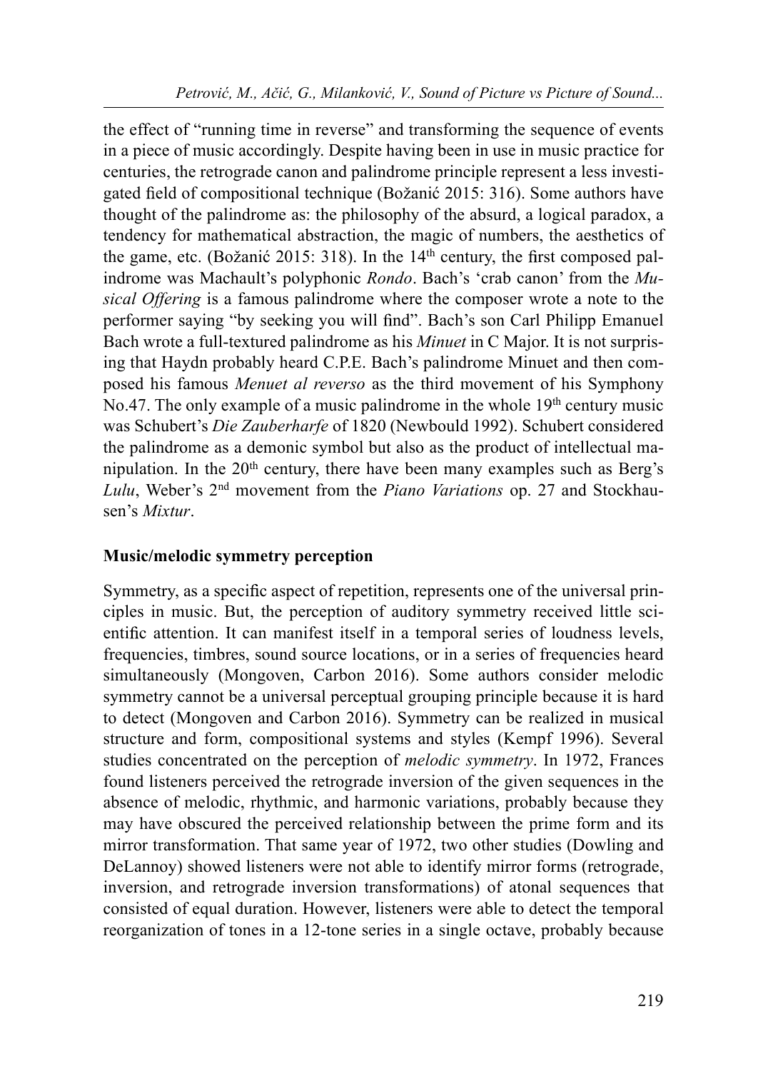the effect of "running time in reverse" and transforming the sequence of events in a piece of music accordingly. Despite having been in use in music practice for centuries, the retrograde canon and palindrome principle represent a less investigated field of compositional technique (Božanić 2015: 316). Some authors have thought of the palindrome as: the philosophy of the absurd, a logical paradox, a tendency for mathematical abstraction, the magic of numbers, the aesthetics of the game, etc. (Božanić 2015: 318). In the 14th century, the first composed palindrome was Machault's polyphonic *Rondo*. Bach's 'crab canon' from the *Musical Offering* is a famous palindrome where the composer wrote a note to the performer saying "by seeking you will find". Bach's son Carl Philipp Emanuel Bach wrote a full-textured palindrome as his *Minuet* in C Major. It is not surprising that Haydn probably heard C.P.E. Bach's palindrome Minuet and then composed his famous *Menuet al reverso* as the third movement of his Symphony No.47. The only example of a music palindrome in the whole 19th century music was Schubert's *Die Zauberharfe* of 1820 (Newbould 1992). Schubert considered the palindrome as a demonic symbol but also as the product of intellectual manipulation. In the 20th century, there have been many examples such as Berg's *Lulu*, Weber's 2nd movement from the *Piano Variations* op. 27 and Stockhausen's *Mixtur*.

**Music/melodic symmetry perception**

Symmetry, as a specific aspect of repetition, represents one of the universal principles in music. But, the perception of auditory symmetry received little scientific attention. It can manifest itself in a temporal series of loudness levels, frequencies, timbres, sound source locations, or in a series of frequencies heard simultaneously (Mongoven, Carbon 2016). Some authors consider melodic symmetry cannot be a universal perceptual grouping principle because it is hard to detect (Mongoven and Carbon 2016). Symmetry can be realized in musical structure and form, compositional systems and styles (Kempf 1996). Several studies concentrated on the perception of *melodic symmetry*. In 1972, Frances found listeners perceived the retrograde inversion of the given sequences in the absence of melodic, rhythmic, and harmonic variations, probably because they may have obscured the perceived relationship between the prime form and its mirror transformation. That same year of 1972, two other studies (Dowling and DeLannoy) showed listeners were not able to identify mirror forms (retrograde, inversion, and retrograde inversion transformations) of atonal sequences that consisted of equal duration. However, listeners were able to detect the temporal reorganization of tones in a 12-tone series in a single octave, probably because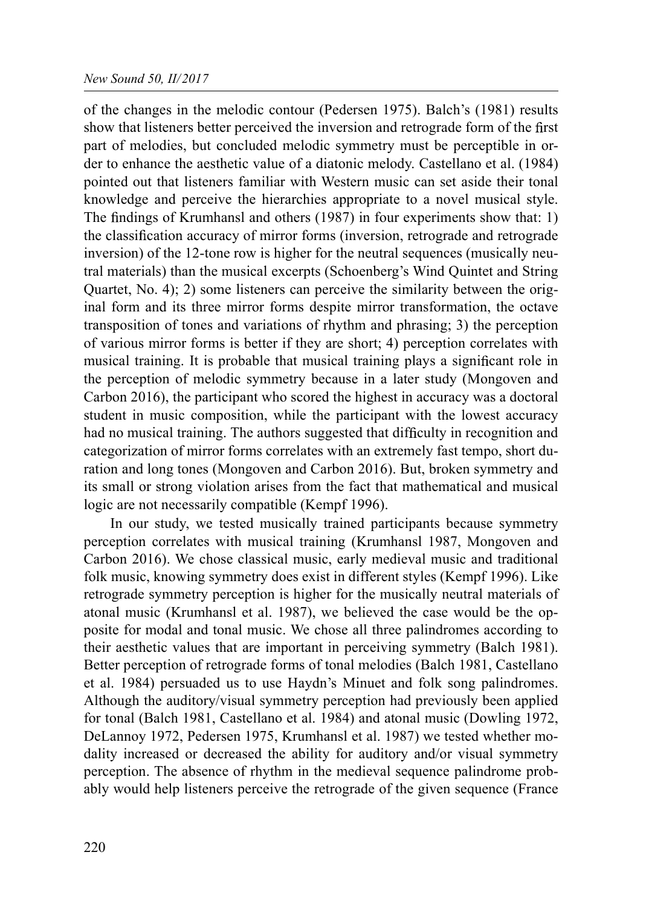of the changes in the melodic contour (Pedersen 1975). Balch's (1981) results show that listeners better perceived the inversion and retrograde form of the first part of melodies, but concluded melodic symmetry must be perceptible in order to enhance the aesthetic value of a diatonic melody. Castellano et al. (1984) pointed out that listeners familiar with Western music can set aside their tonal knowledge and perceive the hierarchies appropriate to a novel musical style. The findings of Krumhansl and others (1987) in four experiments show that: 1) the classification accuracy of mirror forms (inversion, retrograde and retrograde inversion) of the 12-tone row is higher for the neutral sequences (musically neutral materials) than the musical excerpts (Schoenberg's Wind Quintet and String Quartet, No. 4); 2) some listeners can perceive the similarity between the original form and its three mirror forms despite mirror transformation, the octave transposition of tones and variations of rhythm and phrasing; 3) the perception of various mirror forms is better if they are short; 4) perception correlates with musical training. It is probable that musical training plays a significant role in the perception of melodic symmetry because in a later study (Mongoven and Carbon 2016), the participant who scored the highest in accuracy was a doctoral student in music composition, while the participant with the lowest accuracy had no musical training. The authors suggested that difficulty in recognition and categorization of mirror forms correlates with an extremely fast tempo, short duration and long tones (Mongoven and Carbon 2016). But, broken symmetry and its small or strong violation arises from the fact that mathematical and musical logic are not necessarily compatible (Kempf 1996).

In our study, we tested musically trained participants because symmetry perception correlates with musical training (Krumhansl 1987, Mongoven and Carbon 2016). We chose classical music, early medieval music and traditional folk music, knowing symmetry does exist in different styles (Kempf 1996). Like retrograde symmetry perception is higher for the musically neutral materials of atonal music (Krumhansl et al. 1987), we believed the case would be the opposite for modal and tonal music. We chose all three palindromes according to their aesthetic values that are important in perceiving symmetry (Balch 1981). Better perception of retrograde forms of tonal melodies (Balch 1981, Castellano et al. 1984) persuaded us to use Haydn's Minuet and folk song palindromes. Although the auditory/visual symmetry perception had previously been applied for tonal (Balch 1981, Castellano et al. 1984) and atonal music (Dowling 1972, DeLannoy 1972, Pedersen 1975, Krumhansl et al. 1987) we tested whether modality increased or decreased the ability for auditory and/or visual symmetry perception. The absence of rhythm in the medieval sequence palindrome probably would help listeners perceive the retrograde of the given sequence (France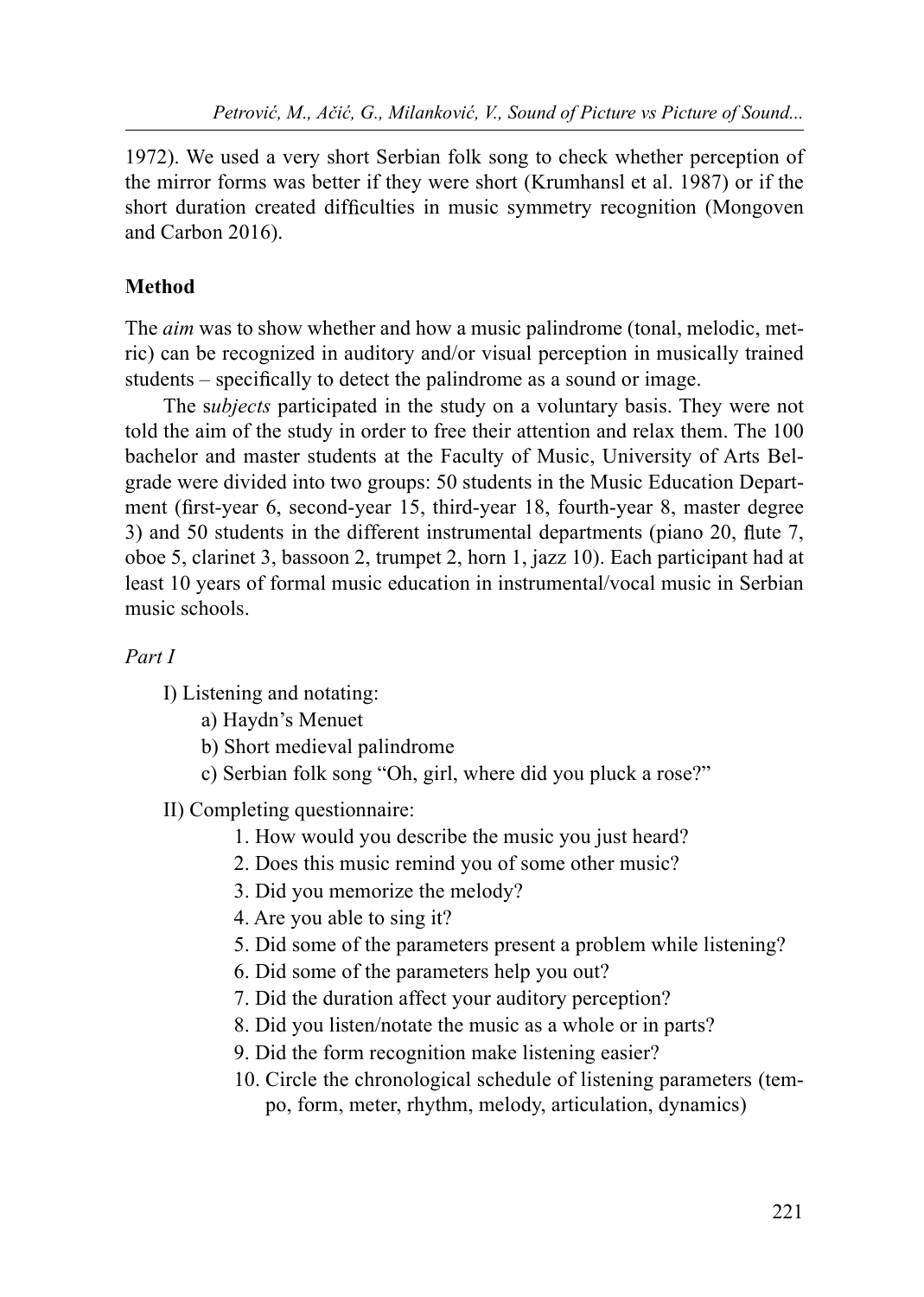1972). We used a very short Serbian folk song to check whether perception of the mirror forms was better if they were short (Krumhansl et al. 1987) or if the short duration created difficulties in music symmetry recognition (Mongoven and Carbon 2016).

## Method

The *aim* was to show whether and how a music palindrome (tonal, melodic, metric) can be recognized in auditory and/or visual perception in musically trained students – specifically to detect the palindrome as a sound or image.

The s*ubjects* participated in the study on a voluntary basis. They were not told the aim of the study in order to free their attention and relax them. The 100 bachelor and master students at the Faculty of Music, University of Arts Belgrade were divided into two groups: 50 students in the Music Education Department (first-year 6, second-year 15, third-year 18, fourth-year 8, master degree 3) and 50 students in the different instrumental departments (piano 20, flute 7, oboe 5, clarinet 3, bassoon 2, trumpet 2, horn 1, jazz 10). Each participant had at least 10 years of formal music education in instrumental/vocal music in Serbian music schools.

*Part I*

I) Listening and notating:
- a) Haydn's Menuet
- b) Short medieval palindrome
- c) Serbian folk song "Oh, girl, where did you pluck a rose?"

II) Completing questionnaire:
1. How would you describe the music you just heard?
2. Does this music remind you of some other music?
3. Did you memorize the melody?
4. Are you able to sing it?
5. Did some of the parameters present a problem while listening?
6. Did some of the parameters help you out?
7. Did the duration affect your auditory perception?
8. Did you listen/notate the music as a whole or in parts?
9. Did the form recognition make listening easier?
10. Circle the chronological schedule of listening parameters (tempo, form, meter, rhythm, melody, articulation, dynamics)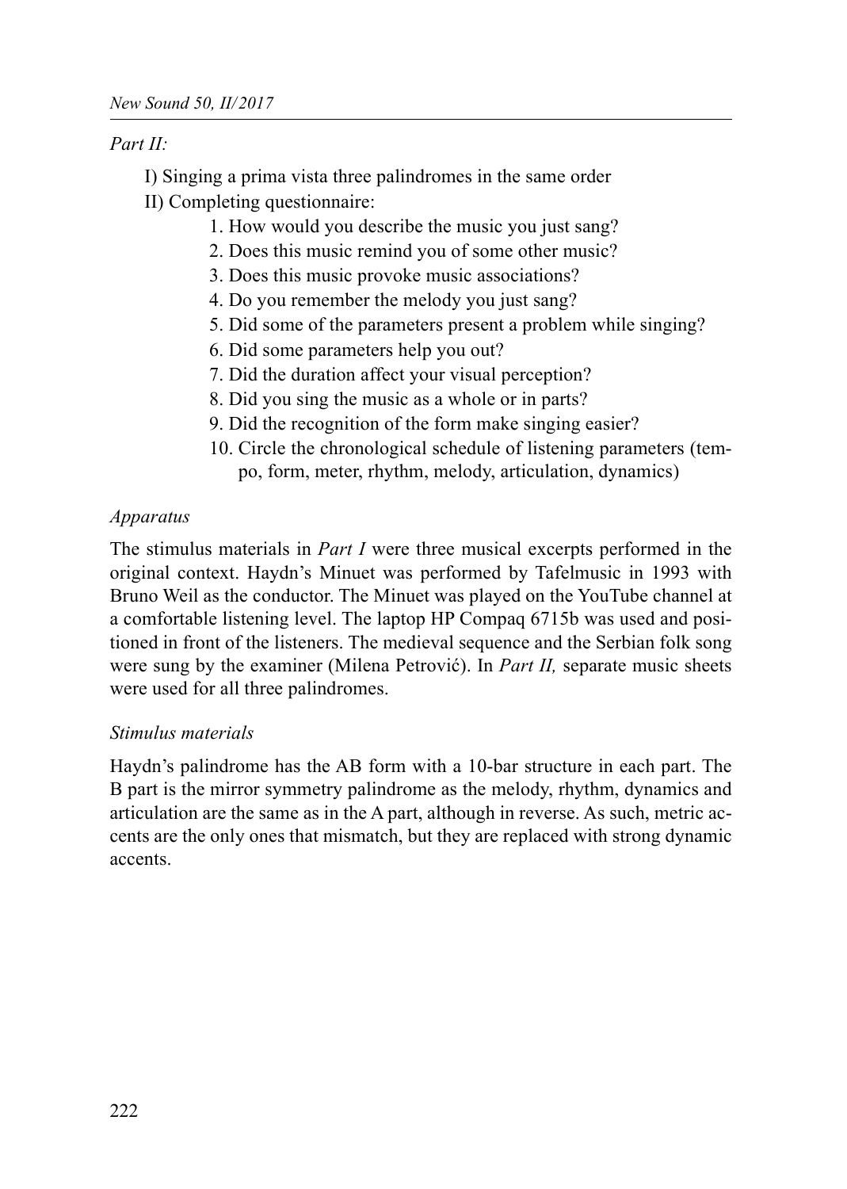*Part II:*

I) Singing a prima vista three palindromes in the same order

II) Completing questionnaire:

1. How would you describe the music you just sang?
2. Does this music remind you of some other music?
3. Does this music provoke music associations?
4. Do you remember the melody you just sang?
5. Did some of the parameters present a problem while singing?
6. Did some parameters help you out?
7. Did the duration affect your visual perception?
8. Did you sing the music as a whole or in parts?
9. Did the recognition of the form make singing easier?
10. Circle the chronological schedule of listening parameters (tempo, form, meter, rhythm, melody, articulation, dynamics)

*Apparatus*

The stimulus materials in *Part I* were three musical excerpts performed in the original context. Haydn's Minuet was performed by Tafelmusic in 1993 with Bruno Weil as the conductor. The Minuet was played on the YouTube channel at a comfortable listening level. The laptop HP Compaq 6715b was used and positioned in front of the listeners. The medieval sequence and the Serbian folk song were sung by the examiner (Milena Petrović). In *Part II,* separate music sheets were used for all three palindromes.

*Stimulus materials*

Haydn's palindrome has the AB form with a 10-bar structure in each part. The B part is the mirror symmetry palindrome as the melody, rhythm, dynamics and articulation are the same as in the A part, although in reverse. As such, metric accents are the only ones that mismatch, but they are replaced with strong dynamic accents.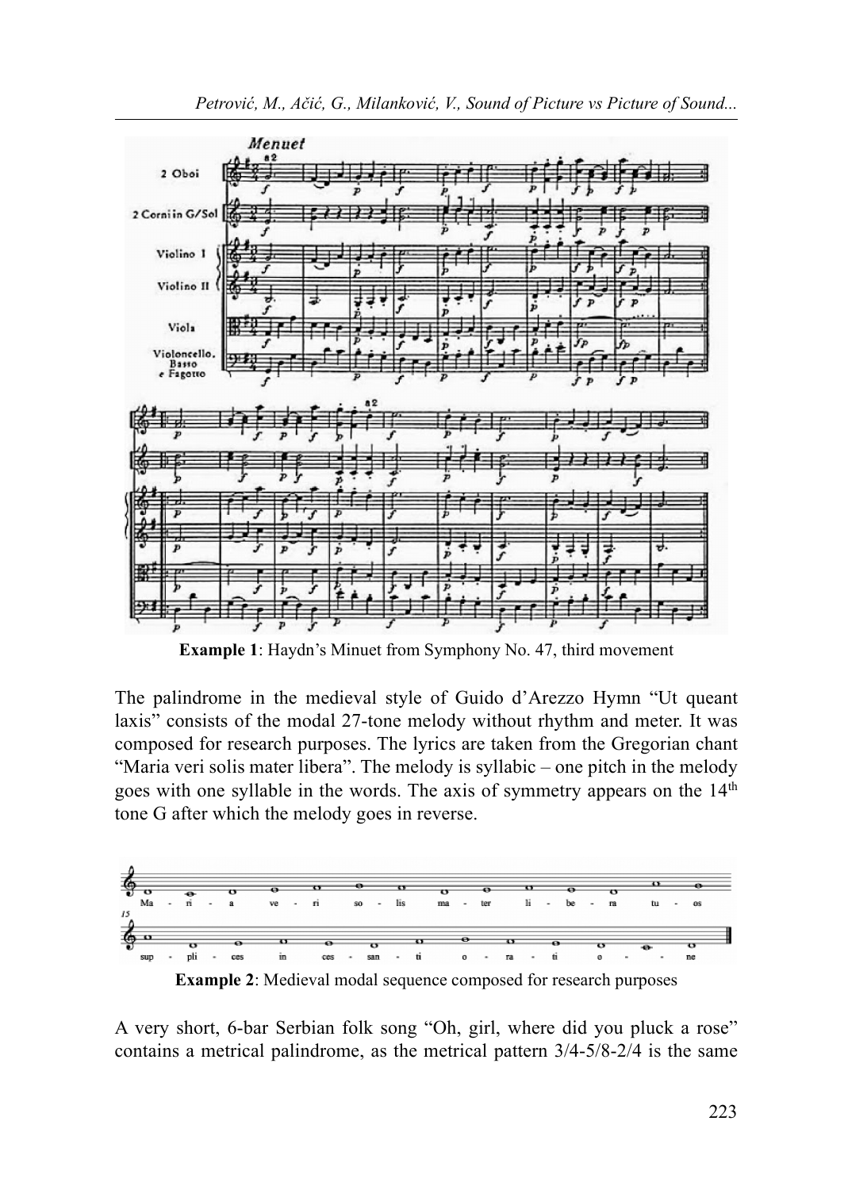**Example 1**: Haydn's Minuet from Symphony No. 47, third movement

The palindrome in the medieval style of Guido d'Arezzo Hymn "Ut queant laxis" consists of the modal 27-tone melody without rhythm and meter. It was composed for research purposes. The lyrics are taken from the Gregorian chant "Maria veri solis mater libera". The melody is syllabic – one pitch in the melody goes with one syllable in the words. The axis of symmetry appears on the 14th tone G after which the melody goes in reverse.

**Example 2**: Medieval modal sequence composed for research purposes

A very short, 6-bar Serbian folk song "Oh, girl, where did you pluck a rose" contains a metrical palindrome, as the metrical pattern 3/4-5/8-2/4 is the same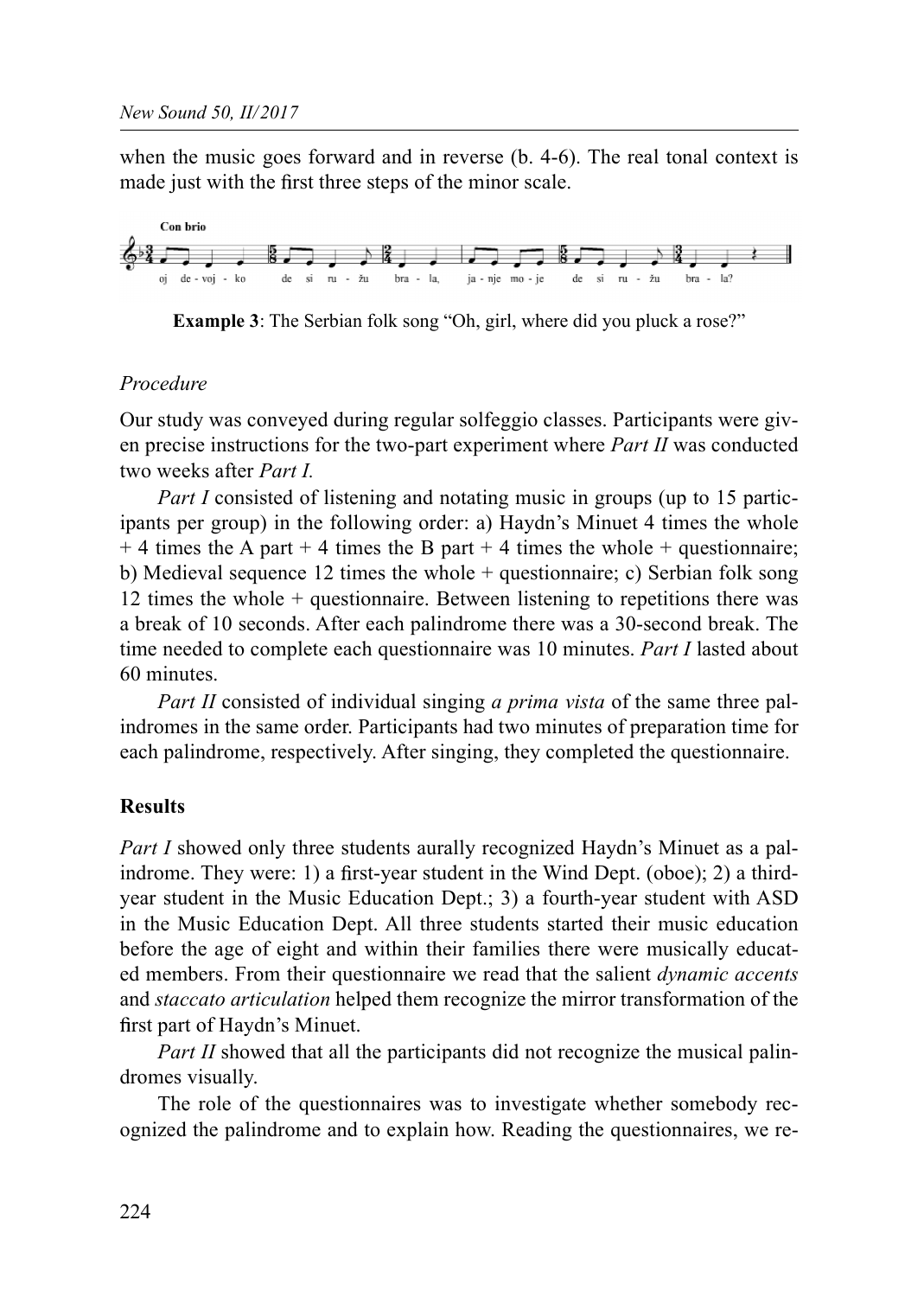when the music goes forward and in reverse (b. 4-6). The real tonal context is made just with the first three steps of the minor scale.

**Example 3**: The Serbian folk song "Oh, girl, where did you pluck a rose?"

*Procedure*

Our study was conveyed during regular solfeggio classes. Participants were given precise instructions for the two-part experiment where *Part II* was conducted two weeks after *Part I.*

*Part I* consisted of listening and notating music in groups (up to 15 participants per group) in the following order: a) Haydn's Minuet 4 times the whole + 4 times the A part + 4 times the B part + 4 times the whole + questionnaire; b) Medieval sequence 12 times the whole + questionnaire; c) Serbian folk song 12 times the whole + questionnaire. Between listening to repetitions there was a break of 10 seconds. After each palindrome there was a 30-second break. The time needed to complete each questionnaire was 10 minutes. *Part I* lasted about 60 minutes.

*Part II* consisted of individual singing *a prima vista* of the same three palindromes in the same order. Participants had two minutes of preparation time for each palindrome, respectively. After singing, they completed the questionnaire.

## Results

*Part I* showed only three students aurally recognized Haydn's Minuet as a palindrome. They were: 1) a first-year student in the Wind Dept. (oboe); 2) a third-year student in the Music Education Dept.; 3) a fourth-year student with ASD in the Music Education Dept. All three students started their music education before the age of eight and within their families there were musically educated members. From their questionnaire we read that the salient *dynamic accents* and *staccato articulation* helped them recognize the mirror transformation of the first part of Haydn's Minuet.

*Part II* showed that all the participants did not recognize the musical palindromes visually.

The role of the questionnaires was to investigate whether somebody recognized the palindrome and to explain how. Reading the questionnaires, we re-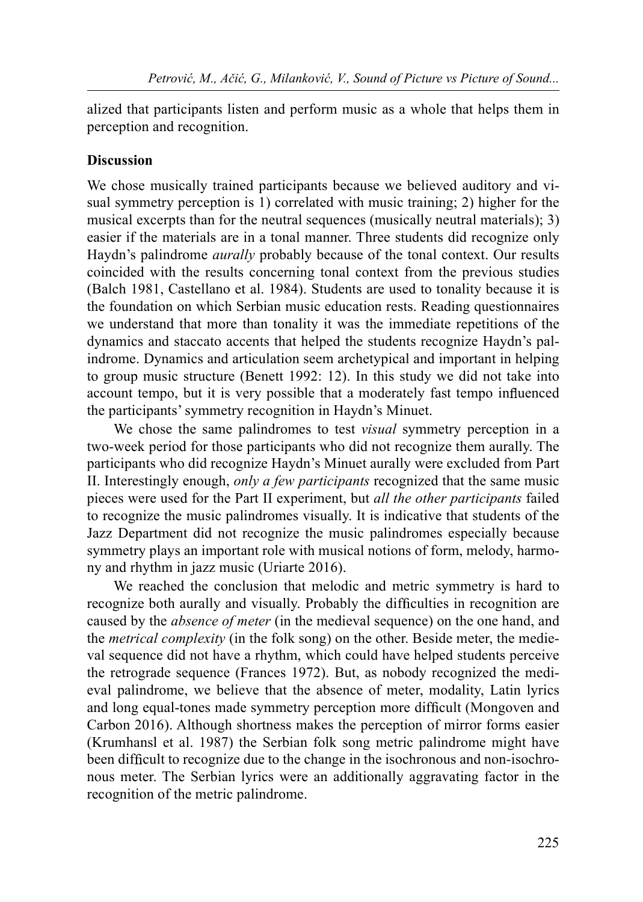alized that participants listen and perform music as a whole that helps them in perception and recognition.

## Discussion

We chose musically trained participants because we believed auditory and visual symmetry perception is 1) correlated with music training; 2) higher for the musical excerpts than for the neutral sequences (musically neutral materials); 3) easier if the materials are in a tonal manner. Three students did recognize only Haydn's palindrome *aurally* probably because of the tonal context. Our results coincided with the results concerning tonal context from the previous studies (Balch 1981, Castellano et al. 1984). Students are used to tonality because it is the foundation on which Serbian music education rests. Reading questionnaires we understand that more than tonality it was the immediate repetitions of the dynamics and staccato accents that helped the students recognize Haydn's palindrome. Dynamics and articulation seem archetypical and important in helping to group music structure (Benett 1992: 12). In this study we did not take into account tempo, but it is very possible that a moderately fast tempo influenced the participants' symmetry recognition in Haydn's Minuet.

We chose the same palindromes to test *visual* symmetry perception in a two-week period for those participants who did not recognize them aurally. The participants who did recognize Haydn's Minuet aurally were excluded from Part II. Interestingly enough, *only a few participants* recognized that the same music pieces were used for the Part II experiment, but *all the other participants* failed to recognize the music palindromes visually. It is indicative that students of the Jazz Department did not recognize the music palindromes especially because symmetry plays an important role with musical notions of form, melody, harmony and rhythm in jazz music (Uriarte 2016).

We reached the conclusion that melodic and metric symmetry is hard to recognize both aurally and visually. Probably the difficulties in recognition are caused by the *absence of meter* (in the medieval sequence) on the one hand, and the *metrical complexity* (in the folk song) on the other. Beside meter, the medieval sequence did not have a rhythm, which could have helped students perceive the retrograde sequence (Frances 1972). But, as nobody recognized the medieval palindrome, we believe that the absence of meter, modality, Latin lyrics and long equal-tones made symmetry perception more difficult (Mongoven and Carbon 2016). Although shortness makes the perception of mirror forms easier (Krumhansl et al. 1987) the Serbian folk song metric palindrome might have been difficult to recognize due to the change in the isochronous and non-isochronous meter. The Serbian lyrics were an additionally aggravating factor in the recognition of the metric palindrome.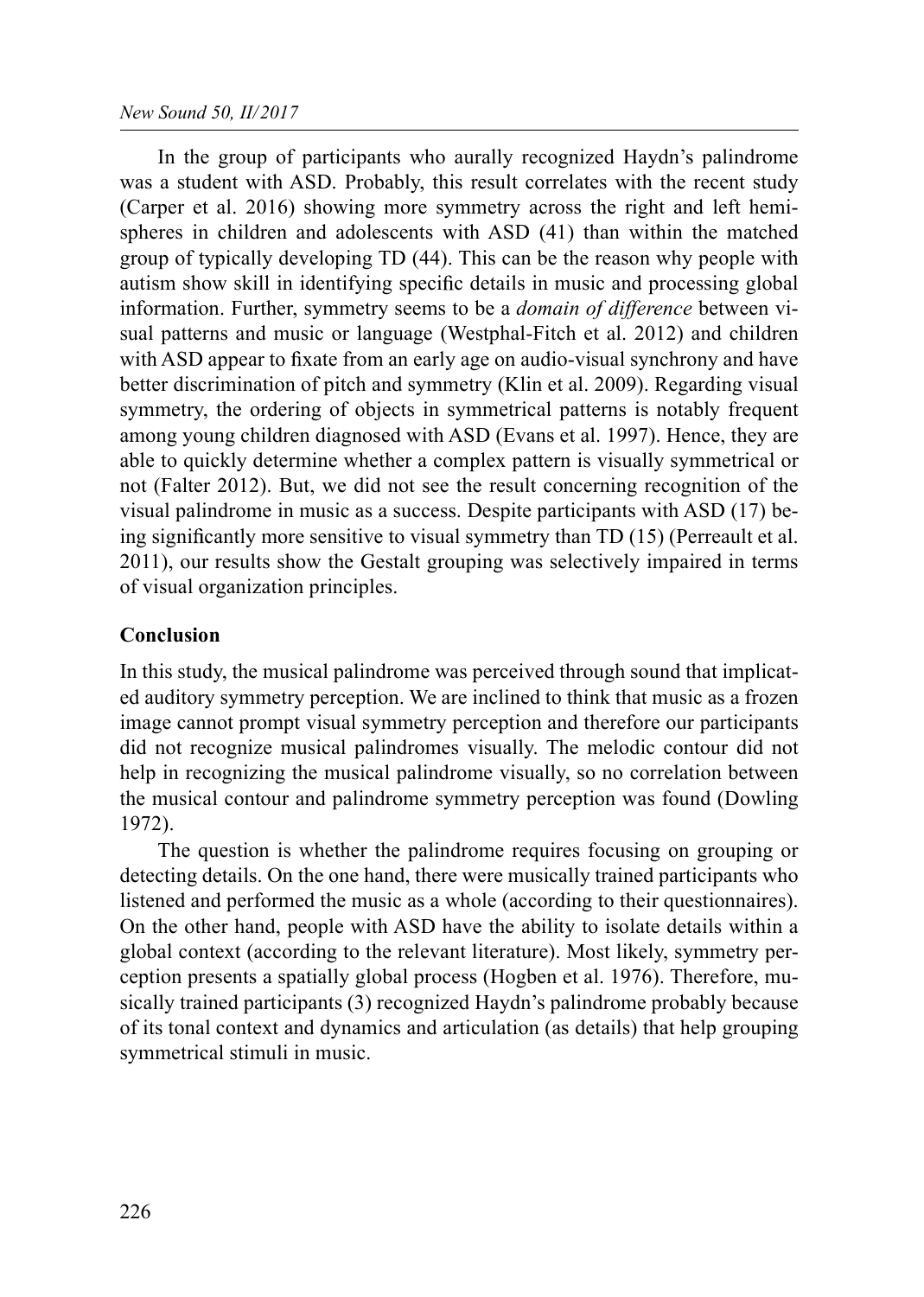In the group of participants who aurally recognized Haydn's palindrome was a student with ASD. Probably, this result correlates with the recent study (Carper et al. 2016) showing more symmetry across the right and left hemispheres in children and adolescents with ASD (41) than within the matched group of typically developing TD (44). This can be the reason why people with autism show skill in identifying specific details in music and processing global information. Further, symmetry seems to be a *domain of difference* between visual patterns and music or language (Westphal-Fitch et al. 2012) and children with ASD appear to fixate from an early age on audio-visual synchrony and have better discrimination of pitch and symmetry (Klin et al. 2009). Regarding visual symmetry, the ordering of objects in symmetrical patterns is notably frequent among young children diagnosed with ASD (Evans et al. 1997). Hence, they are able to quickly determine whether a complex pattern is visually symmetrical or not (Falter 2012). But, we did not see the result concerning recognition of the visual palindrome in music as a success. Despite participants with ASD (17) being significantly more sensitive to visual symmetry than TD (15) (Perreault et al. 2011), our results show the Gestalt grouping was selectively impaired in terms of visual organization principles.

## Conclusion

In this study, the musical palindrome was perceived through sound that implicated auditory symmetry perception. We are inclined to think that music as a frozen image cannot prompt visual symmetry perception and therefore our participants did not recognize musical palindromes visually. The melodic contour did not help in recognizing the musical palindrome visually, so no correlation between the musical contour and palindrome symmetry perception was found (Dowling 1972).

The question is whether the palindrome requires focusing on grouping or detecting details. On the one hand, there were musically trained participants who listened and performed the music as a whole (according to their questionnaires). On the other hand, people with ASD have the ability to isolate details within a global context (according to the relevant literature). Most likely, symmetry perception presents a spatially global process (Hogben et al. 1976). Therefore, musically trained participants (3) recognized Haydn's palindrome probably because of its tonal context and dynamics and articulation (as details) that help grouping symmetrical stimuli in music.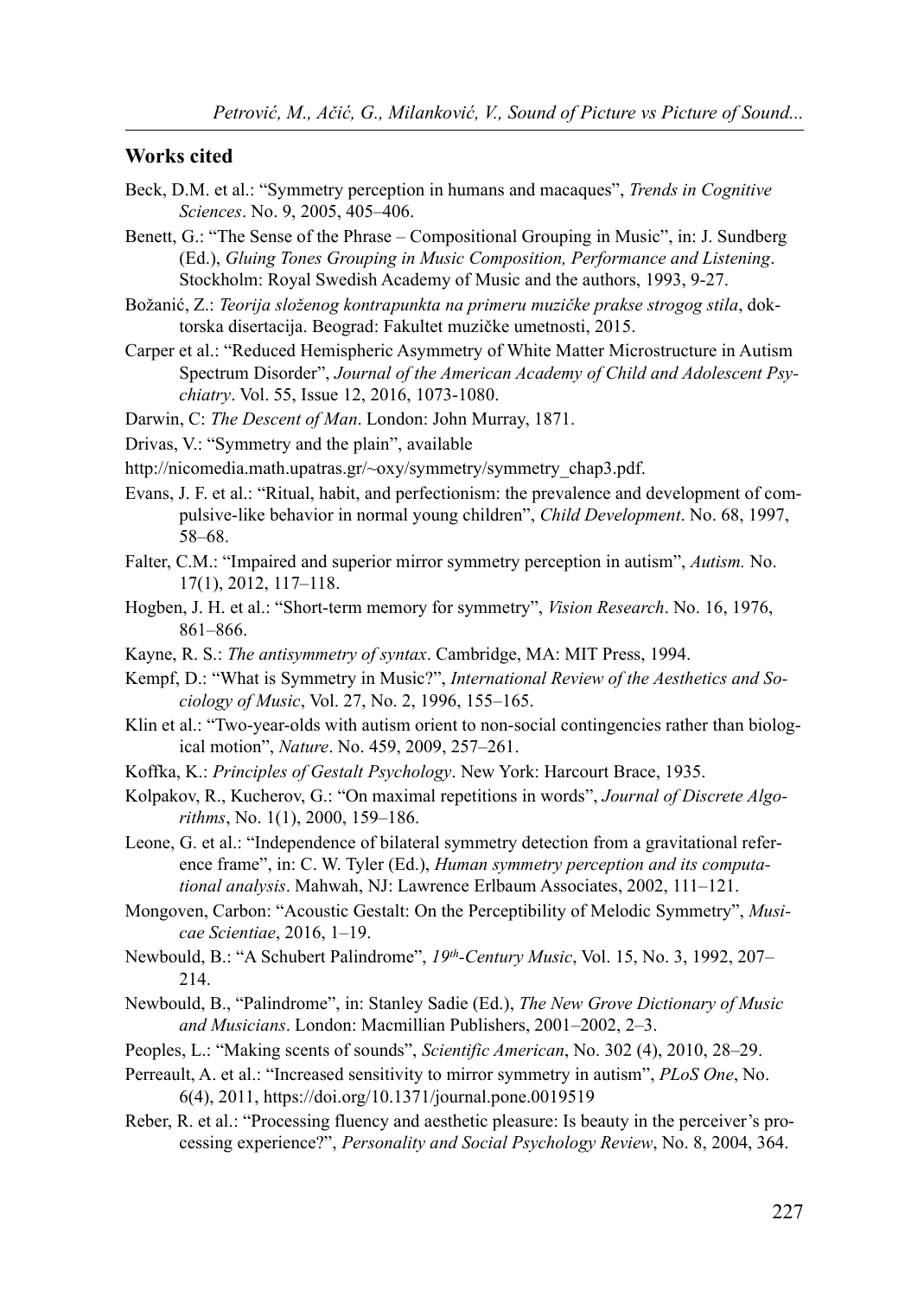## Works cited

Beck, D.M. et al.: "Symmetry perception in humans and macaques", *Trends in Cognitive Sciences*. No. 9, 2005, 405–406.

Benett, G.: "The Sense of the Phrase – Compositional Grouping in Music", in: J. Sundberg (Ed.), *Gluing Tones Grouping in Music Composition, Performance and Listening*. Stockholm: Royal Swedish Academy of Music and the authors, 1993, 9-27.

Božanić, Z.: *Teorija složenog kontrapunkta na primeru muzičke prakse strogog stila*, doktorska disertacija. Beograd: Fakultet muzičke umetnosti, 2015.

Carper et al.: "Reduced Hemispheric Asymmetry of White Matter Microstructure in Autism Spectrum Disorder", *Journal of the American Academy of Child and Adolescent Psychiatry*. Vol. 55, Issue 12, 2016, 1073-1080.

Darwin, C: *The Descent of Man*. London: John Murray, 1871.

Drivas, V.: "Symmetry and the plain", available

http://nicomedia.math.upatras.gr/~oxy/symmetry/symmetry_chap3.pdf.

Evans, J. F. et al.: "Ritual, habit, and perfectionism: the prevalence and development of compulsive-like behavior in normal young children", *Child Development*. No. 68, 1997, 58–68.

Falter, C.M.: "Impaired and superior mirror symmetry perception in autism", *Autism.* No. 17(1), 2012, 117–118.

Hogben, J. H. et al.: "Short-term memory for symmetry", *Vision Research*. No. 16, 1976, 861–866.

Kayne, R. S.: *The antisymmetry of syntax*. Cambridge, MA: MIT Press, 1994.

Kempf, D.: "What is Symmetry in Music?", *International Review of the Aesthetics and Sociology of Music*, Vol. 27, No. 2, 1996, 155–165.

Klin et al.: "Two-year-olds with autism orient to non-social contingencies rather than biological motion", *Nature*. No. 459, 2009, 257–261.

Koffka, K.: *Principles of Gestalt Psychology*. New York: Harcourt Brace, 1935.

Kolpakov, R., Kucherov, G.: "On maximal repetitions in words", *Journal of Discrete Algorithms*, No. 1(1), 2000, 159–186.

Leone, G. et al.: "Independence of bilateral symmetry detection from a gravitational reference frame", in: C. W. Tyler (Ed.), *Human symmetry perception and its computational analysis*. Mahwah, NJ: Lawrence Erlbaum Associates, 2002, 111–121.

Mongoven, Carbon: "Acoustic Gestalt: On the Perceptibility of Melodic Symmetry", *Musicae Scientiae*, 2016, 1–19.

Newbould, B.: "A Schubert Palindrome", *19th-Century Music*, Vol. 15, No. 3, 1992, 207–214.

Newbould, B., "Palindrome", in: Stanley Sadie (Ed.), *The New Grove Dictionary of Music and Musicians*. London: Macmillian Publishers, 2001–2002, 2–3.

Peoples, L.: "Making scents of sounds", *Scientific American*, No. 302 (4), 2010, 28–29.

Perreault, A. et al.: "Increased sensitivity to mirror symmetry in autism", *PLoS One*, No. 6(4), 2011, https://doi.org/10.1371/journal.pone.0019519

Reber, R. et al.: "Processing fluency and aesthetic pleasure: Is beauty in the perceiver's processing experience?", *Personality and Social Psychology Review*, No. 8, 2004, 364.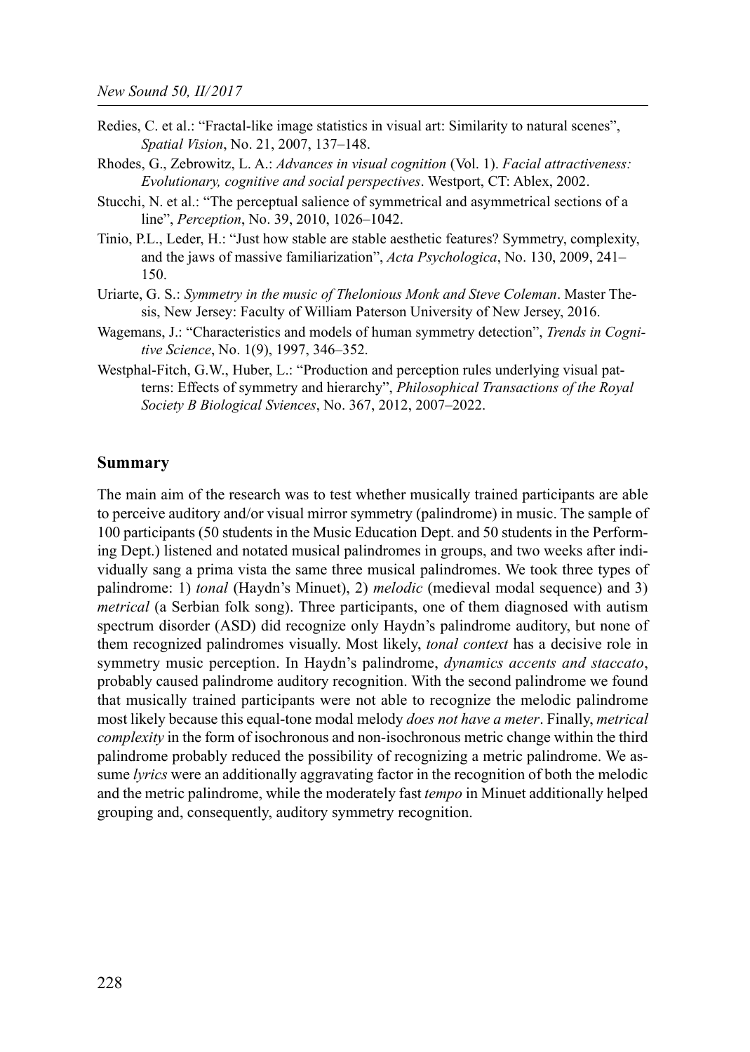Redies, C. et al.: "Fractal-like image statistics in visual art: Similarity to natural scenes", *Spatial Vision*, No. 21, 2007, 137–148.

Rhodes, G., Zebrowitz, L. A.: *Advances in visual cognition* (Vol. 1). *Facial attractiveness: Evolutionary, cognitive and social perspectives*. Westport, CT: Ablex, 2002.

Stucchi, N. et al.: "The perceptual salience of symmetrical and asymmetrical sections of a line", *Perception*, No. 39, 2010, 1026–1042.

Tinio, P.L., Leder, H.: "Just how stable are stable aesthetic features? Symmetry, complexity, and the jaws of massive familiarization", *Acta Psychologica*, No. 130, 2009, 241–150.

Uriarte, G. S.: *Symmetry in the music of Thelonious Monk and Steve Coleman*. Master Thesis, New Jersey: Faculty of William Paterson University of New Jersey, 2016.

Wagemans, J.: "Characteristics and models of human symmetry detection", *Trends in Cognitive Science*, No. 1(9), 1997, 346–352.

Westphal-Fitch, G.W., Huber, L.: "Production and perception rules underlying visual patterns: Effects of symmetry and hierarchy", *Philosophical Transactions of the Royal Society B Biological Sviences*, No. 367, 2012, 2007–2022.

## Summary

The main aim of the research was to test whether musically trained participants are able to perceive auditory and/or visual mirror symmetry (palindrome) in music. The sample of 100 participants (50 students in the Music Education Dept. and 50 students in the Performing Dept.) listened and notated musical palindromes in groups, and two weeks after individually sang a prima vista the same three musical palindromes. We took three types of palindrome: 1) *tonal* (Haydn's Minuet), 2) *melodic* (medieval modal sequence) and 3) *metrical* (a Serbian folk song). Three participants, one of them diagnosed with autism spectrum disorder (ASD) did recognize only Haydn's palindrome auditory, but none of them recognized palindromes visually. Most likely, *tonal context* has a decisive role in symmetry music perception. In Haydn's palindrome, *dynamics accents and staccato*, probably caused palindrome auditory recognition. With the second palindrome we found that musically trained participants were not able to recognize the melodic palindrome most likely because this equal-tone modal melody *does not have a meter*. Finally, *metrical complexity* in the form of isochronous and non-isochronous metric change within the third palindrome probably reduced the possibility of recognizing a metric palindrome. We assume *lyrics* were an additionally aggravating factor in the recognition of both the melodic and the metric palindrome, while the moderately fast *tempo* in Minuet additionally helped grouping and, consequently, auditory symmetry recognition.